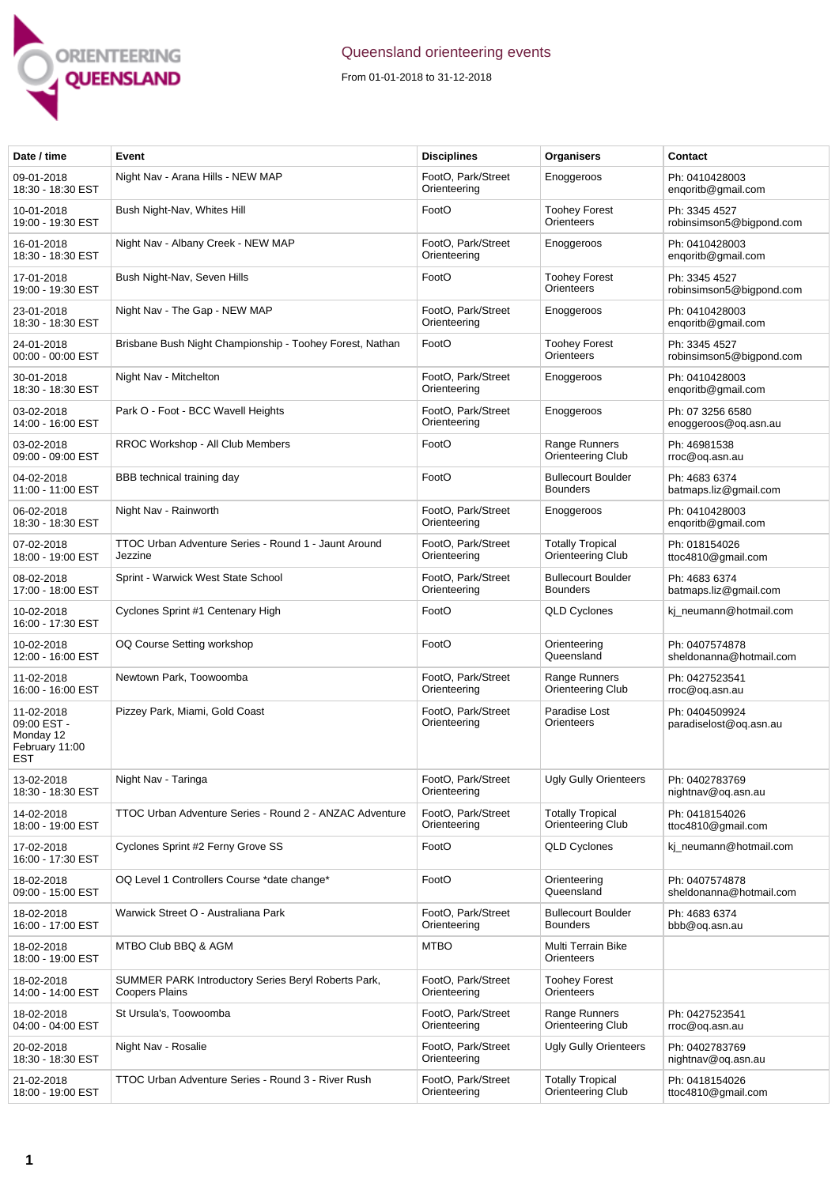# Queensland orienteering events

From 01-01-2018 to 31-12-2018

| Date / time | Event | Disciplines | Organisers | Contact |
|---|---|---|---|---|
| 09-01-2018 18:30 - 18:30 EST | Night Nav - Arana Hills - NEW MAP | FootO, Park/Street Orienteering | Enoggeroos | Ph: 0410428003 enqoritb@gmail.com |
| 10-01-2018 19:00 - 19:30 EST | Bush Night-Nav, Whites Hill | FootO | Toohey Forest Orienteers | Ph: 3345 4527 robinsimson5@bigpond.com |
| 16-01-2018 18:30 - 18:30 EST | Night Nav - Albany Creek - NEW MAP | FootO, Park/Street Orienteering | Enoggeroos | Ph: 0410428003 enqoritb@gmail.com |
| 17-01-2018 19:00 - 19:30 EST | Bush Night-Nav, Seven Hills | FootO | Toohey Forest Orienteers | Ph: 3345 4527 robinsimson5@bigpond.com |
| 23-01-2018 18:30 - 18:30 EST | Night Nav - The Gap - NEW MAP | FootO, Park/Street Orienteering | Enoggeroos | Ph: 0410428003 enqoritb@gmail.com |
| 24-01-2018 00:00 - 00:00 EST | Brisbane Bush Night Championship - Toohey Forest, Nathan | FootO | Toohey Forest Orienteers | Ph: 3345 4527 robinsimson5@bigpond.com |
| 30-01-2018 18:30 - 18:30 EST | Night Nav - Mitchelton | FootO, Park/Street Orienteering | Enoggeroos | Ph: 0410428003 enqoritb@gmail.com |
| 03-02-2018 14:00 - 16:00 EST | Park O - Foot - BCC Wavell Heights | FootO, Park/Street Orienteering | Enoggeroos | Ph: 07 3256 6580 enoggeroos@oq.asn.au |
| 03-02-2018 09:00 - 09:00 EST | RROC Workshop - All Club Members | FootO | Range Runners Orienteering Club | Ph: 46981538 rroc@oq.asn.au |
| 04-02-2018 11:00 - 11:00 EST | BBB technical training day | FootO | Bullecourt Boulder Bounders | Ph: 4683 6374 batmaps.liz@gmail.com |
| 06-02-2018 18:30 - 18:30 EST | Night Nav - Rainworth | FootO, Park/Street Orienteering | Enoggeroos | Ph: 0410428003 enqoritb@gmail.com |
| 07-02-2018 18:00 - 19:00 EST | TTOC Urban Adventure Series - Round 1 - Jaunt Around Jezzine | FootO, Park/Street Orienteering | Totally Tropical Orienteering Club | Ph: 018154026 ttoc4810@gmail.com |
| 08-02-2018 17:00 - 18:00 EST | Sprint - Warwick West State School | FootO, Park/Street Orienteering | Bullecourt Boulder Bounders | Ph: 4683 6374 batmaps.liz@gmail.com |
| 10-02-2018 16:00 - 17:30 EST | Cyclones Sprint #1 Centenary High | FootO | QLD Cyclones | kj_neumann@hotmail.com |
| 10-02-2018 12:00 - 16:00 EST | OQ Course Setting workshop | FootO | Orienteering Queensland | Ph: 0407574878 sheldonanna@hotmail.com |
| 11-02-2018 16:00 - 16:00 EST | Newtown Park, Toowoomba | FootO, Park/Street Orienteering | Range Runners Orienteering Club | Ph: 0427523541 rroc@oq.asn.au |
| 11-02-2018 09:00 EST - Monday 12 February 11:00 EST | Pizzey Park, Miami, Gold Coast | FootO, Park/Street Orienteering | Paradise Lost Orienteers | Ph: 0404509924 paradiselost@oq.asn.au |
| 13-02-2018 18:30 - 18:30 EST | Night Nav - Taringa | FootO, Park/Street Orienteering | Ugly Gully Orienteers | Ph: 0402783769 nightnav@oq.asn.au |
| 14-02-2018 18:00 - 19:00 EST | TTOC Urban Adventure Series - Round 2 - ANZAC Adventure | FootO, Park/Street Orienteering | Totally Tropical Orienteering Club | Ph: 0418154026 ttoc4810@gmail.com |
| 17-02-2018 16:00 - 17:30 EST | Cyclones Sprint #2 Ferny Grove SS | FootO | QLD Cyclones | kj_neumann@hotmail.com |
| 18-02-2018 09:00 - 15:00 EST | OQ Level 1 Controllers Course *date change* | FootO | Orienteering Queensland | Ph: 0407574878 sheldonanna@hotmail.com |
| 18-02-2018 16:00 - 17:00 EST | Warwick Street O - Australiana Park | FootO, Park/Street Orienteering | Bullecourt Boulder Bounders | Ph: 4683 6374 bbb@oq.asn.au |
| 18-02-2018 18:00 - 19:00 EST | MTBO Club BBQ & AGM | MTBO | Multi Terrain Bike Orienteers | |
| 18-02-2018 14:00 - 14:00 EST | SUMMER PARK Introductory Series Beryl Roberts Park, Coopers Plains | FootO, Park/Street Orienteering | Toohey Forest Orienteers | |
| 18-02-2018 04:00 - 04:00 EST | St Ursula's, Toowoomba | FootO, Park/Street Orienteering | Range Runners Orienteering Club | Ph: 0427523541 rroc@oq.asn.au |
| 20-02-2018 18:30 - 18:30 EST | Night Nav - Rosalie | FootO, Park/Street Orienteering | Ugly Gully Orienteers | Ph: 0402783769 nightnav@oq.asn.au |
| 21-02-2018 18:00 - 19:00 EST | TTOC Urban Adventure Series - Round 3 - River Rush | FootO, Park/Street Orienteering | Totally Tropical Orienteering Club | Ph: 0418154026 ttoc4810@gmail.com |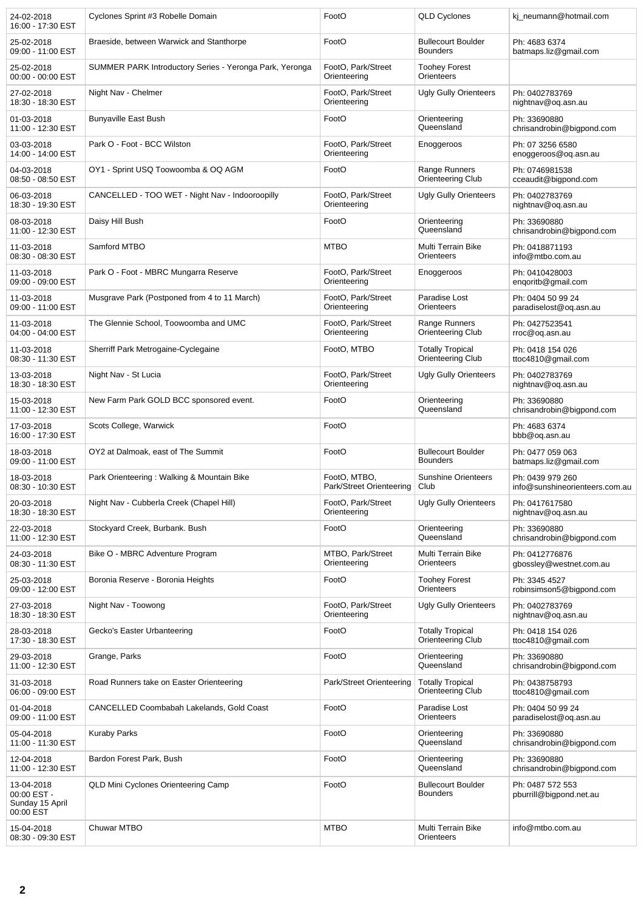| | | | | |
|---|---|---|---|---|
| 24-02-2018 16:00 - 17:30 EST | Cyclones Sprint #3 Robelle Domain | FootO | QLD Cyclones | kj_neumann@hotmail.com |
| 25-02-2018 09:00 - 11:00 EST | Braeside, between Warwick and Stanthorpe | FootO | Bullecourt Boulder Bounders | Ph: 4683 6374 batmaps.liz@gmail.com |
| 25-02-2018 00:00 - 00:00 EST | SUMMER PARK Introductory Series - Yeronga Park, Yeronga | FootO, Park/Street Orienteering | Toohey Forest Orienteers | |
| 27-02-2018 18:30 - 18:30 EST | Night Nav - Chelmer | FootO, Park/Street Orienteering | Ugly Gully Orienteers | Ph: 0402783769 nightnav@oq.asn.au |
| 01-03-2018 11:00 - 12:30 EST | Bunyaville East Bush | FootO | Orienteering Queensland | Ph: 33690880 chrisandrobin@bigpond.com |
| 03-03-2018 14:00 - 14:00 EST | Park O - Foot - BCC Wilston | FootO, Park/Street Orienteering | Enoggeroos | Ph: 07 3256 6580 enoggeroos@oq.asn.au |
| 04-03-2018 08:50 - 08:50 EST | OY1 - Sprint USQ Toowoomba & OQ AGM | FootO | Range Runners Orienteering Club | Ph: 0746981538 cceaudit@bigpond.com |
| 06-03-2018 18:30 - 19:30 EST | CANCELLED - TOO WET - Night Nav - Indooroopilly | FootO, Park/Street Orienteering | Ugly Gully Orienteers | Ph: 0402783769 nightnav@oq.asn.au |
| 08-03-2018 11:00 - 12:30 EST | Daisy Hill Bush | FootO | Orienteering Queensland | Ph: 33690880 chrisandrobin@bigpond.com |
| 11-03-2018 08:30 - 08:30 EST | Samford MTBO | MTBO | Multi Terrain Bike Orienteers | Ph: 0418871193 info@mtbo.com.au |
| 11-03-2018 09:00 - 09:00 EST | Park O - Foot - MBRC Mungarra Reserve | FootO, Park/Street Orienteering | Enoggeroos | Ph: 0410428003 enqoritb@gmail.com |
| 11-03-2018 09:00 - 11:00 EST | Musgrave Park (Postponed from 4 to 11 March) | FootO, Park/Street Orienteering | Paradise Lost Orienteers | Ph: 0404 50 99 24 paradiselost@oq.asn.au |
| 11-03-2018 04:00 - 04:00 EST | The Glennie School, Toowoomba and UMC | FootO, Park/Street Orienteering | Range Runners Orienteering Club | Ph: 0427523541 rroc@oq.asn.au |
| 11-03-2018 08:30 - 11:30 EST | Sherriff Park Metrogaine-Cyclegaine | FootO, MTBO | Totally Tropical Orienteering Club | Ph: 0418 154 026 ttoc4810@gmail.com |
| 13-03-2018 18:30 - 18:30 EST | Night Nav - St Lucia | FootO, Park/Street Orienteering | Ugly Gully Orienteers | Ph: 0402783769 nightnav@oq.asn.au |
| 15-03-2018 11:00 - 12:30 EST | New Farm Park GOLD BCC sponsored event. | FootO | Orienteering Queensland | Ph: 33690880 chrisandrobin@bigpond.com |
| 17-03-2018 16:00 - 17:30 EST | Scots College, Warwick | FootO | | Ph: 4683 6374 bbb@oq.asn.au |
| 18-03-2018 09:00 - 11:00 EST | OY2 at Dalmoak, east of The Summit | FootO | Bullecourt Boulder Bounders | Ph: 0477 059 063 batmaps.liz@gmail.com |
| 18-03-2018 08:30 - 10:30 EST | Park Orienteering : Walking & Mountain Bike | FootO, MTBO, Park/Street Orienteering | Sunshine Orienteers Club | Ph: 0439 979 260 info@sunshineorienteers.com.au |
| 20-03-2018 18:30 - 18:30 EST | Night Nav - Cubberla Creek (Chapel Hill) | FootO, Park/Street Orienteering | Ugly Gully Orienteers | Ph: 0417617580 nightnav@oq.asn.au |
| 22-03-2018 11:00 - 12:30 EST | Stockyard Creek, Burbank. Bush | FootO | Orienteering Queensland | Ph: 33690880 chrisandrobin@bigpond.com |
| 24-03-2018 08:30 - 11:30 EST | Bike O - MBRC Adventure Program | MTBO, Park/Street Orienteering | Multi Terrain Bike Orienteers | Ph: 0412776876 gbossley@westnet.com.au |
| 25-03-2018 09:00 - 12:00 EST | Boronia Reserve - Boronia Heights | FootO | Toohey Forest Orienteers | Ph: 3345 4527 robinsimson5@bigpond.com |
| 27-03-2018 18:30 - 18:30 EST | Night Nav - Toowong | FootO, Park/Street Orienteering | Ugly Gully Orienteers | Ph: 0402783769 nightnav@oq.asn.au |
| 28-03-2018 17:30 - 18:30 EST | Gecko's Easter Urbanteering | FootO | Totally Tropical Orienteering Club | Ph: 0418 154 026 ttoc4810@gmail.com |
| 29-03-2018 11:00 - 12:30 EST | Grange, Parks | FootO | Orienteering Queensland | Ph: 33690880 chrisandrobin@bigpond.com |
| 31-03-2018 06:00 - 09:00 EST | Road Runners take on Easter Orienteering | Park/Street Orienteering | Totally Tropical Orienteering Club | Ph: 0438758793 ttoc4810@gmail.com |
| 01-04-2018 09:00 - 11:00 EST | CANCELLED Coombabah Lakelands, Gold Coast | FootO | Paradise Lost Orienteers | Ph: 0404 50 99 24 paradiselost@oq.asn.au |
| 05-04-2018 11:00 - 11:30 EST | Kuraby Parks | FootO | Orienteering Queensland | Ph: 33690880 chrisandrobin@bigpond.com |
| 12-04-2018 11:00 - 12:30 EST | Bardon Forest Park, Bush | FootO | Orienteering Queensland | Ph: 33690880 chrisandrobin@bigpond.com |
| 13-04-2018 00:00 EST - Sunday 15 April 00:00 EST | QLD Mini Cyclones Orienteering Camp | FootO | Bullecourt Boulder Bounders | Ph: 0487 572 553 pburrill@bigpond.net.au |
| 15-04-2018 08:30 - 09:30 EST | Chuwar MTBO | MTBO | Multi Terrain Bike Orienteers | info@mtbo.com.au |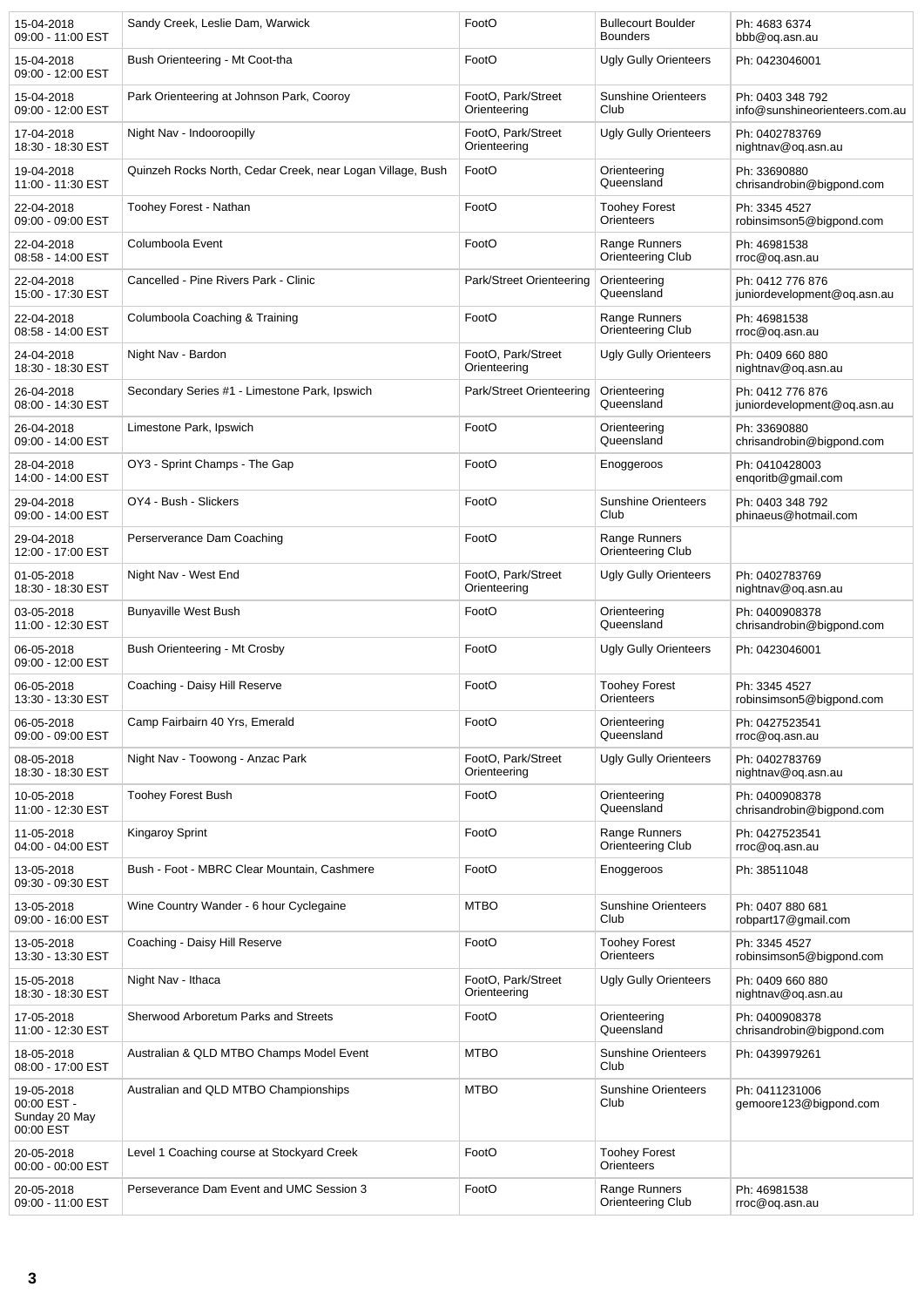| | | | | |
|---|---|---|---|---|
| 15-04-2018 09:00 - 11:00 EST | Sandy Creek, Leslie Dam, Warwick | FootO | Bullecourt Boulder Bounders | Ph: 4683 6374 bbb@oq.asn.au |
| 15-04-2018 09:00 - 12:00 EST | Bush Orienteering - Mt Coot-tha | FootO | Ugly Gully Orienteers | Ph: 0423046001 |
| 15-04-2018 09:00 - 12:00 EST | Park Orienteering at Johnson Park, Cooroy | FootO, Park/Street Orienteering | Sunshine Orienteers Club | Ph: 0403 348 792 info@sunshineorienteers.com.au |
| 17-04-2018 18:30 - 18:30 EST | Night Nav - Indooroopilly | FootO, Park/Street Orienteering | Ugly Gully Orienteers | Ph: 0402783769 nightnav@oq.asn.au |
| 19-04-2018 11:00 - 11:30 EST | Quinzeh Rocks North, Cedar Creek, near Logan Village, Bush | FootO | Orienteering Queensland | Ph: 33690880 chrisandrobin@bigpond.com |
| 22-04-2018 09:00 - 09:00 EST | Toohey Forest - Nathan | FootO | Toohey Forest Orienteers | Ph: 3345 4527 robinsimson5@bigpond.com |
| 22-04-2018 08:58 - 14:00 EST | Columboola Event | FootO | Range Runners Orienteering Club | Ph: 46981538 rroc@oq.asn.au |
| 22-04-2018 15:00 - 17:30 EST | Cancelled - Pine Rivers Park - Clinic | Park/Street Orienteering | Orienteering Queensland | Ph: 0412 776 876 juniordevelopment@oq.asn.au |
| 22-04-2018 08:58 - 14:00 EST | Columboola Coaching & Training | FootO | Range Runners Orienteering Club | Ph: 46981538 rroc@oq.asn.au |
| 24-04-2018 18:30 - 18:30 EST | Night Nav - Bardon | FootO, Park/Street Orienteering | Ugly Gully Orienteers | Ph: 0409 660 880 nightnav@oq.asn.au |
| 26-04-2018 08:00 - 14:30 EST | Secondary Series #1 - Limestone Park, Ipswich | Park/Street Orienteering | Orienteering Queensland | Ph: 0412 776 876 juniordevelopment@oq.asn.au |
| 26-04-2018 09:00 - 14:00 EST | Limestone Park, Ipswich | FootO | Orienteering Queensland | Ph: 33690880 chrisandrobin@bigpond.com |
| 28-04-2018 14:00 - 14:00 EST | OY3 - Sprint Champs - The Gap | FootO | Enoggeroos | Ph: 0410428003 enqoritb@gmail.com |
| 29-04-2018 09:00 - 14:00 EST | OY4 - Bush - Slickers | FootO | Sunshine Orienteers Club | Ph: 0403 348 792 phinaeus@hotmail.com |
| 29-04-2018 12:00 - 17:00 EST | Perserverance Dam Coaching | FootO | Range Runners Orienteering Club | |
| 01-05-2018 18:30 - 18:30 EST | Night Nav - West End | FootO, Park/Street Orienteering | Ugly Gully Orienteers | Ph: 0402783769 nightnav@oq.asn.au |
| 03-05-2018 11:00 - 12:30 EST | Bunyaville West Bush | FootO | Orienteering Queensland | Ph: 0400908378 chrisandrobin@bigpond.com |
| 06-05-2018 09:00 - 12:00 EST | Bush Orienteering - Mt Crosby | FootO | Ugly Gully Orienteers | Ph: 0423046001 |
| 06-05-2018 13:30 - 13:30 EST | Coaching - Daisy Hill Reserve | FootO | Toohey Forest Orienteers | Ph: 3345 4527 robinsimson5@bigpond.com |
| 06-05-2018 09:00 - 09:00 EST | Camp Fairbairn 40 Yrs, Emerald | FootO | Orienteering Queensland | Ph: 0427523541 rroc@oq.asn.au |
| 08-05-2018 18:30 - 18:30 EST | Night Nav - Toowong - Anzac Park | FootO, Park/Street Orienteering | Ugly Gully Orienteers | Ph: 0402783769 nightnav@oq.asn.au |
| 10-05-2018 11:00 - 12:30 EST | Toohey Forest Bush | FootO | Orienteering Queensland | Ph: 0400908378 chrisandrobin@bigpond.com |
| 11-05-2018 04:00 - 04:00 EST | Kingaroy Sprint | FootO | Range Runners Orienteering Club | Ph: 0427523541 rroc@oq.asn.au |
| 13-05-2018 09:30 - 09:30 EST | Bush - Foot - MBRC Clear Mountain, Cashmere | FootO | Enoggeroos | Ph: 38511048 |
| 13-05-2018 09:00 - 16:00 EST | Wine Country Wander - 6 hour Cyclegaine | MTBO | Sunshine Orienteers Club | Ph: 0407 880 681 robpart17@gmail.com |
| 13-05-2018 13:30 - 13:30 EST | Coaching - Daisy Hill Reserve | FootO | Toohey Forest Orienteers | Ph: 3345 4527 robinsimson5@bigpond.com |
| 15-05-2018 18:30 - 18:30 EST | Night Nav - Ithaca | FootO, Park/Street Orienteering | Ugly Gully Orienteers | Ph: 0409 660 880 nightnav@oq.asn.au |
| 17-05-2018 11:00 - 12:30 EST | Sherwood Arboretum Parks and Streets | FootO | Orienteering Queensland | Ph: 0400908378 chrisandrobin@bigpond.com |
| 18-05-2018 08:00 - 17:00 EST | Australian & QLD MTBO Champs Model Event | MTBO | Sunshine Orienteers Club | Ph: 0439979261 |
| 19-05-2018 00:00 EST - Sunday 20 May 00:00 EST | Australian and QLD MTBO Championships | MTBO | Sunshine Orienteers Club | Ph: 0411231006 gemoore123@bigpond.com |
| 20-05-2018 00:00 - 00:00 EST | Level 1 Coaching course at Stockyard Creek | FootO | Toohey Forest Orienteers | |
| 20-05-2018 09:00 - 11:00 EST | Perseverance Dam Event and UMC Session 3 | FootO | Range Runners Orienteering Club | Ph: 46981538 rroc@oq.asn.au |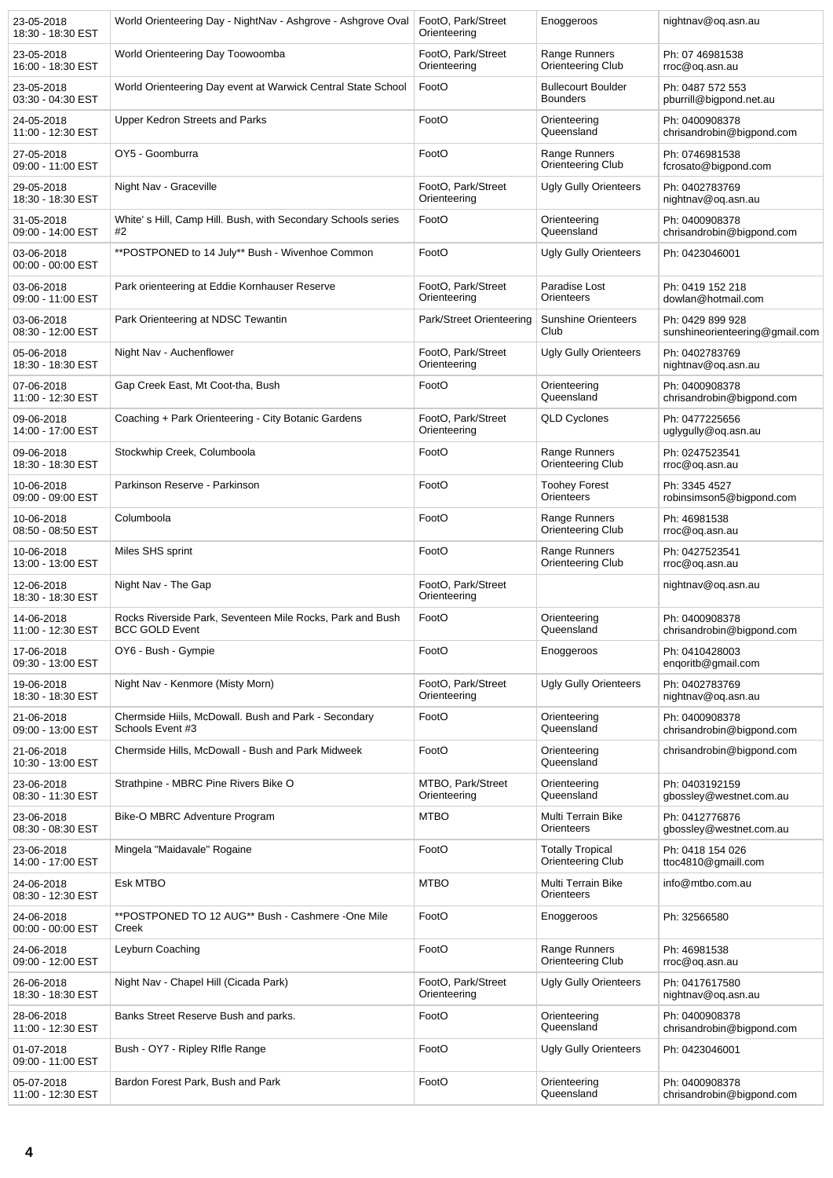| | | | | |
|---|---|---|---|---|
| 23-05-2018 18:30 - 18:30 EST | World Orienteering Day - NightNav - Ashgrove - Ashgrove Oval | FootO, Park/Street Orienteering | Enoggeroos | nightnav@oq.asn.au |
| 23-05-2018 16:00 - 18:30 EST | World Orienteering Day Toowoomba | FootO, Park/Street Orienteering | Range Runners Orienteering Club | Ph: 07 46981538 rroc@oq.asn.au |
| 23-05-2018 03:30 - 04:30 EST | World Orienteering Day event at Warwick Central State School | FootO | Bullecourt Boulder Bounders | Ph: 0487 572 553 pburrill@bigpond.net.au |
| 24-05-2018 11:00 - 12:30 EST | Upper Kedron Streets and Parks | FootO | Orienteering Queensland | Ph: 0400908378 chrisandrobin@bigpond.com |
| 27-05-2018 09:00 - 11:00 EST | OY5 - Goomburra | FootO | Range Runners Orienteering Club | Ph: 0746981538 fcrosato@bigpond.com |
| 29-05-2018 18:30 - 18:30 EST | Night Nav - Graceville | FootO, Park/Street Orienteering | Ugly Gully Orienteers | Ph: 0402783769 nightnav@oq.asn.au |
| 31-05-2018 09:00 - 14:00 EST | White' s Hill, Camp Hill. Bush, with Secondary Schools series #2 | FootO | Orienteering Queensland | Ph: 0400908378 chrisandrobin@bigpond.com |
| 03-06-2018 00:00 - 00:00 EST | **POSTPONED to 14 July** Bush - Wivenhoe Common | FootO | Ugly Gully Orienteers | Ph: 0423046001 |
| 03-06-2018 09:00 - 11:00 EST | Park orienteering at Eddie Kornhauser Reserve | FootO, Park/Street Orienteering | Paradise Lost Orienteers | Ph: 0419 152 218 dowlan@hotmail.com |
| 03-06-2018 08:30 - 12:00 EST | Park Orienteering at NDSC Tewantin | Park/Street Orienteering | Sunshine Orienteers Club | Ph: 0429 899 928 sunshineorienteering@gmail.com |
| 05-06-2018 18:30 - 18:30 EST | Night Nav - Auchenflower | FootO, Park/Street Orienteering | Ugly Gully Orienteers | Ph: 0402783769 nightnav@oq.asn.au |
| 07-06-2018 11:00 - 12:30 EST | Gap Creek East, Mt Coot-tha, Bush | FootO | Orienteering Queensland | Ph: 0400908378 chrisandrobin@bigpond.com |
| 09-06-2018 14:00 - 17:00 EST | Coaching + Park Orienteering - City Botanic Gardens | FootO, Park/Street Orienteering | QLD Cyclones | Ph: 0477225656 uglygully@oq.asn.au |
| 09-06-2018 18:30 - 18:30 EST | Stockwhip Creek, Columboola | FootO | Range Runners Orienteering Club | Ph: 0247523541 rroc@oq.asn.au |
| 10-06-2018 09:00 - 09:00 EST | Parkinson Reserve - Parkinson | FootO | Toohey Forest Orienteers | Ph: 3345 4527 robinsimson5@bigpond.com |
| 10-06-2018 08:50 - 08:50 EST | Columboola | FootO | Range Runners Orienteering Club | Ph: 46981538 rroc@oq.asn.au |
| 10-06-2018 13:00 - 13:00 EST | Miles SHS sprint | FootO | Range Runners Orienteering Club | Ph: 0427523541 rroc@oq.asn.au |
| 12-06-2018 18:30 - 18:30 EST | Night Nav - The Gap | FootO, Park/Street Orienteering | | nightnav@oq.asn.au |
| 14-06-2018 11:00 - 12:30 EST | Rocks Riverside Park, Seventeen Mile Rocks, Park and Bush BCC GOLD Event | FootO | Orienteering Queensland | Ph: 0400908378 chrisandrobin@bigpond.com |
| 17-06-2018 09:30 - 13:00 EST | OY6 - Bush - Gympie | FootO | Enoggeroos | Ph: 0410428003 enqoritb@gmail.com |
| 19-06-2018 18:30 - 18:30 EST | Night Nav - Kenmore (Misty Morn) | FootO, Park/Street Orienteering | Ugly Gully Orienteers | Ph: 0402783769 nightnav@oq.asn.au |
| 21-06-2018 09:00 - 13:00 EST | Chermside Hiils, McDowall. Bush and Park - Secondary Schools Event #3 | FootO | Orienteering Queensland | Ph: 0400908378 chrisandrobin@bigpond.com |
| 21-06-2018 10:30 - 13:00 EST | Chermside Hills, McDowall - Bush and Park Midweek | FootO | Orienteering Queensland | chrisandrobin@bigpond.com |
| 23-06-2018 08:30 - 11:30 EST | Strathpine - MBRC Pine Rivers Bike O | MTBO, Park/Street Orienteering | Orienteering Queensland | Ph: 0403192159 gbossley@westnet.com.au |
| 23-06-2018 08:30 - 08:30 EST | Bike-O MBRC Adventure Program | MTBO | Multi Terrain Bike Orienteers | Ph: 0412776876 gbossley@westnet.com.au |
| 23-06-2018 14:00 - 17:00 EST | Mingela "Maidavale" Rogaine | FootO | Totally Tropical Orienteering Club | Ph: 0418 154 026 ttoc4810@gmaill.com |
| 24-06-2018 08:30 - 12:30 EST | Esk MTBO | MTBO | Multi Terrain Bike Orienteers | info@mtbo.com.au |
| 24-06-2018 00:00 - 00:00 EST | **POSTPONED TO 12 AUG** Bush - Cashmere -One Mile Creek | FootO | Enoggeroos | Ph: 32566580 |
| 24-06-2018 09:00 - 12:00 EST | Leyburn Coaching | FootO | Range Runners Orienteering Club | Ph: 46981538 rroc@oq.asn.au |
| 26-06-2018 18:30 - 18:30 EST | Night Nav - Chapel Hill (Cicada Park) | FootO, Park/Street Orienteering | Ugly Gully Orienteers | Ph: 0417617580 nightnav@oq.asn.au |
| 28-06-2018 11:00 - 12:30 EST | Banks Street Reserve Bush and parks. | FootO | Orienteering Queensland | Ph: 0400908378 chrisandrobin@bigpond.com |
| 01-07-2018 09:00 - 11:00 EST | Bush - OY7 - Ripley RIfle Range | FootO | Ugly Gully Orienteers | Ph: 0423046001 |
| 05-07-2018 11:00 - 12:30 EST | Bardon Forest Park, Bush and Park | FootO | Orienteering Queensland | Ph: 0400908378 chrisandrobin@bigpond.com |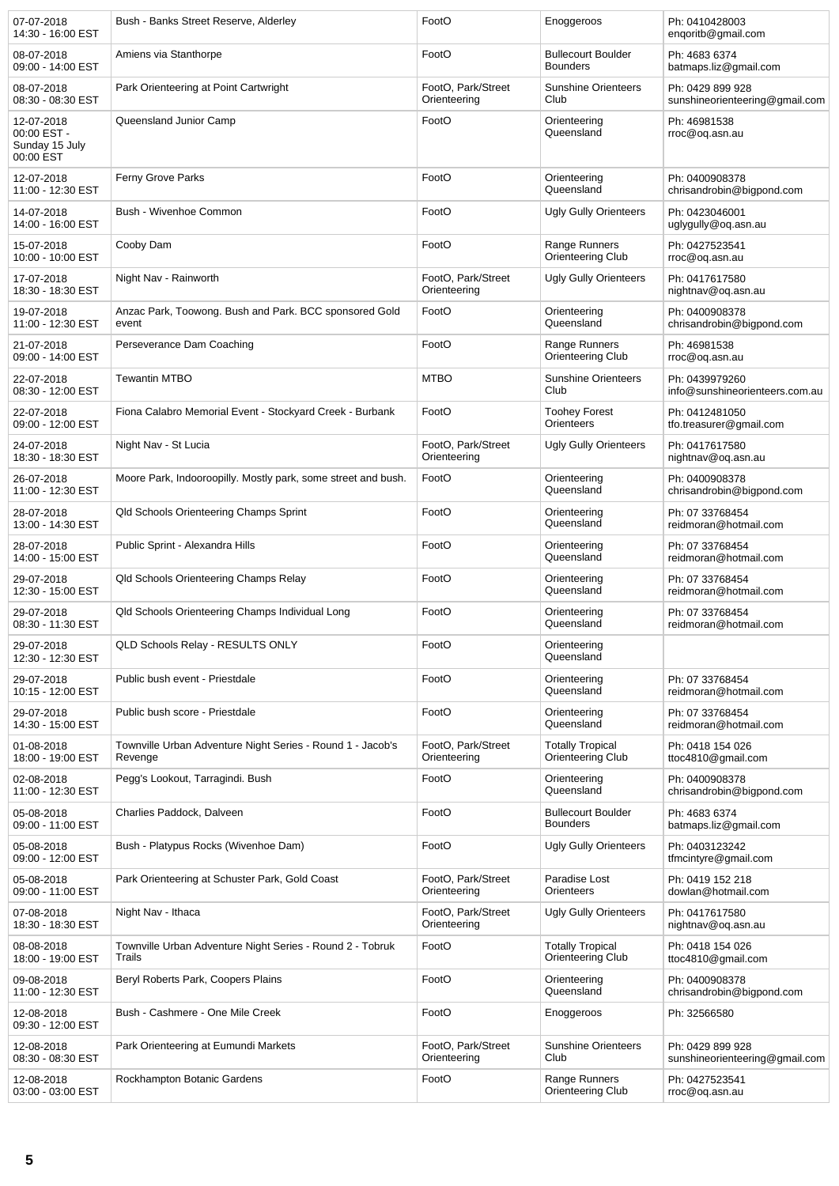| | | | | |
|---|---|---|---|---|
| 07-07-2018 14:30 - 16:00 EST | Bush - Banks Street Reserve, Alderley | FootO | Enoggeroos | Ph: 0410428003 enqoritb@gmail.com |
| 08-07-2018 09:00 - 14:00 EST | Amiens via Stanthorpe | FootO | Bullecourt Boulder Bounders | Ph: 4683 6374 batmaps.liz@gmail.com |
| 08-07-2018 08:30 - 08:30 EST | Park Orienteering at Point Cartwright | FootO, Park/Street Orienteering | Sunshine Orienteers Club | Ph: 0429 899 928 sunshineorienteering@gmail.com |
| 12-07-2018 00:00 EST - Sunday 15 July 00:00 EST | Queensland Junior Camp | FootO | Orienteering Queensland | Ph: 46981538 rroc@oq.asn.au |
| 12-07-2018 11:00 - 12:30 EST | Ferny Grove Parks | FootO | Orienteering Queensland | Ph: 0400908378 chrisandrobin@bigpond.com |
| 14-07-2018 14:00 - 16:00 EST | Bush - Wivenhoe Common | FootO | Ugly Gully Orienteers | Ph: 0423046001 uglygully@oq.asn.au |
| 15-07-2018 10:00 - 10:00 EST | Cooby Dam | FootO | Range Runners Orienteering Club | Ph: 0427523541 rroc@oq.asn.au |
| 17-07-2018 18:30 - 18:30 EST | Night Nav - Rainworth | FootO, Park/Street Orienteering | Ugly Gully Orienteers | Ph: 0417617580 nightnav@oq.asn.au |
| 19-07-2018 11:00 - 12:30 EST | Anzac Park, Toowong. Bush and Park. BCC sponsored Gold event | FootO | Orienteering Queensland | Ph: 0400908378 chrisandrobin@bigpond.com |
| 21-07-2018 09:00 - 14:00 EST | Perseverance Dam Coaching | FootO | Range Runners Orienteering Club | Ph: 46981538 rroc@oq.asn.au |
| 22-07-2018 08:30 - 12:00 EST | Tewantin MTBO | MTBO | Sunshine Orienteers Club | Ph: 0439979260 info@sunshineorienteers.com.au |
| 22-07-2018 09:00 - 14:00 EST | Fiona Calabro Memorial Event - Stockyard Creek - Burbank | FootO | Toohey Forest Orienteers | Ph: 0412481050 tfo.treasurer@gmail.com |
| 24-07-2018 18:30 - 18:30 EST | Night Nav - St Lucia | FootO, Park/Street Orienteering | Ugly Gully Orienteers | Ph: 0417617580 nightnav@oq.asn.au |
| 26-07-2018 11:00 - 12:30 EST | Moore Park, Indooroopilly. Mostly park, some street and bush. | FootO | Orienteering Queensland | Ph: 0400908378 chrisandrobin@bigpond.com |
| 28-07-2018 13:00 - 14:30 EST | Qld Schools Orienteering Champs Sprint | FootO | Orienteering Queensland | Ph: 07 33768454 reidmoran@hotmail.com |
| 28-07-2018 14:00 - 15:00 EST | Public Sprint - Alexandra Hills | FootO | Orienteering Queensland | Ph: 07 33768454 reidmoran@hotmail.com |
| 29-07-2018 12:30 - 15:00 EST | Qld Schools Orienteering Champs Relay | FootO | Orienteering Queensland | Ph: 07 33768454 reidmoran@hotmail.com |
| 29-07-2018 08:30 - 11:30 EST | Qld Schools Orienteering Champs Individual Long | FootO | Orienteering Queensland | Ph: 07 33768454 reidmoran@hotmail.com |
| 29-07-2018 12:30 - 12:30 EST | QLD Schools Relay - RESULTS ONLY | FootO | Orienteering Queensland | |
| 29-07-2018 10:15 - 12:00 EST | Public bush event - Priestdale | FootO | Orienteering Queensland | Ph: 07 33768454 reidmoran@hotmail.com |
| 29-07-2018 14:30 - 15:00 EST | Public bush score - Priestdale | FootO | Orienteering Queensland | Ph: 07 33768454 reidmoran@hotmail.com |
| 01-08-2018 18:00 - 19:00 EST | Townville Urban Adventure Night Series - Round 1 - Jacob's Revenge | FootO, Park/Street Orienteering | Totally Tropical Orienteering Club | Ph: 0418 154 026 ttoc4810@gmail.com |
| 02-08-2018 11:00 - 12:30 EST | Pegg's Lookout, Tarragindi. Bush | FootO | Orienteering Queensland | Ph: 0400908378 chrisandrobin@bigpond.com |
| 05-08-2018 09:00 - 11:00 EST | Charlies Paddock, Dalveen | FootO | Bullecourt Boulder Bounders | Ph: 4683 6374 batmaps.liz@gmail.com |
| 05-08-2018 09:00 - 12:00 EST | Bush - Platypus Rocks (Wivenhoe Dam) | FootO | Ugly Gully Orienteers | Ph: 0403123242 tfmcintyre@gmail.com |
| 05-08-2018 09:00 - 11:00 EST | Park Orienteering at Schuster Park, Gold Coast | FootO, Park/Street Orienteering | Paradise Lost Orienteers | Ph: 0419 152 218 dowlan@hotmail.com |
| 07-08-2018 18:30 - 18:30 EST | Night Nav - Ithaca | FootO, Park/Street Orienteering | Ugly Gully Orienteers | Ph: 0417617580 nightnav@oq.asn.au |
| 08-08-2018 18:00 - 19:00 EST | Townville Urban Adventure Night Series - Round 2 - Tobruk Trails | FootO | Totally Tropical Orienteering Club | Ph: 0418 154 026 ttoc4810@gmail.com |
| 09-08-2018 11:00 - 12:30 EST | Beryl Roberts Park, Coopers Plains | FootO | Orienteering Queensland | Ph: 0400908378 chrisandrobin@bigpond.com |
| 12-08-2018 09:30 - 12:00 EST | Bush - Cashmere - One Mile Creek | FootO | Enoggeroos | Ph: 32566580 |
| 12-08-2018 08:30 - 08:30 EST | Park Orienteering at Eumundi Markets | FootO, Park/Street Orienteering | Sunshine Orienteers Club | Ph: 0429 899 928 sunshineorienteering@gmail.com |
| 12-08-2018 03:00 - 03:00 EST | Rockhampton Botanic Gardens | FootO | Range Runners Orienteering Club | Ph: 0427523541 rroc@oq.asn.au |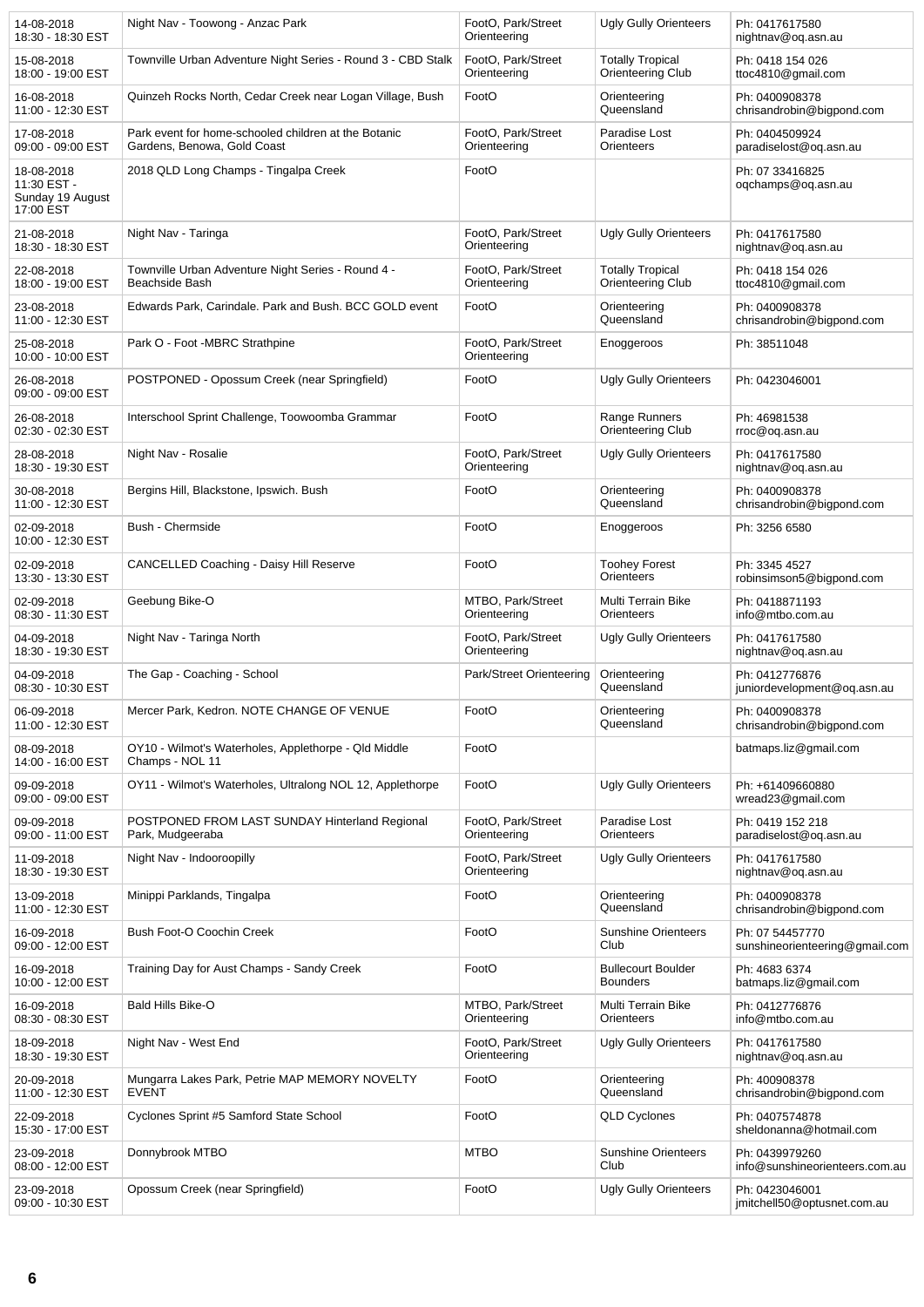| | | | | |
|---|---|---|---|---|
| 14-08-2018 18:30 - 18:30 EST | Night Nav - Toowong - Anzac Park | FootO, Park/Street Orienteering | Ugly Gully Orienteers | Ph: 0417617580 nightnav@oq.asn.au |
| 15-08-2018 18:00 - 19:00 EST | Townville Urban Adventure Night Series - Round 3 - CBD Stalk | FootO, Park/Street Orienteering | Totally Tropical Orienteering Club | Ph: 0418 154 026 ttoc4810@gmail.com |
| 16-08-2018 11:00 - 12:30 EST | Quinzeh Rocks North, Cedar Creek near Logan Village, Bush | FootO | Orienteering Queensland | Ph: 0400908378 chrisandrobin@bigpond.com |
| 17-08-2018 09:00 - 09:00 EST | Park event for home-schooled children at the Botanic Gardens, Benowa, Gold Coast | FootO, Park/Street Orienteering | Paradise Lost Orienteers | Ph: 0404509924 paradiselost@oq.asn.au |
| 18-08-2018 11:30 EST - Sunday 19 August 17:00 EST | 2018 QLD Long Champs - Tingalpa Creek | FootO | | Ph: 07 33416825 oqchamps@oq.asn.au |
| 21-08-2018 18:30 - 18:30 EST | Night Nav - Taringa | FootO, Park/Street Orienteering | Ugly Gully Orienteers | Ph: 0417617580 nightnav@oq.asn.au |
| 22-08-2018 18:00 - 19:00 EST | Townville Urban Adventure Night Series - Round 4 - Beachside Bash | FootO, Park/Street Orienteering | Totally Tropical Orienteering Club | Ph: 0418 154 026 ttoc4810@gmail.com |
| 23-08-2018 11:00 - 12:30 EST | Edwards Park, Carindale. Park and Bush. BCC GOLD event | FootO | Orienteering Queensland | Ph: 0400908378 chrisandrobin@bigpond.com |
| 25-08-2018 10:00 - 10:00 EST | Park O - Foot -MBRC Strathpine | FootO, Park/Street Orienteering | Enoggeroos | Ph: 38511048 |
| 26-08-2018 09:00 - 09:00 EST | POSTPONED - Opossum Creek (near Springfield) | FootO | Ugly Gully Orienteers | Ph: 0423046001 |
| 26-08-2018 02:30 - 02:30 EST | Interschool Sprint Challenge, Toowoomba Grammar | FootO | Range Runners Orienteering Club | Ph: 46981538 rroc@oq.asn.au |
| 28-08-2018 18:30 - 19:30 EST | Night Nav - Rosalie | FootO, Park/Street Orienteering | Ugly Gully Orienteers | Ph: 0417617580 nightnav@oq.asn.au |
| 30-08-2018 11:00 - 12:30 EST | Bergins Hill, Blackstone, Ipswich. Bush | FootO | Orienteering Queensland | Ph: 0400908378 chrisandrobin@bigpond.com |
| 02-09-2018 10:00 - 12:30 EST | Bush - Chermside | FootO | Enoggeroos | Ph: 3256 6580 |
| 02-09-2018 13:30 - 13:30 EST | CANCELLED Coaching - Daisy Hill Reserve | FootO | Toohey Forest Orienteers | Ph: 3345 4527 robinsimson5@bigpond.com |
| 02-09-2018 08:30 - 11:30 EST | Geebung Bike-O | MTBO, Park/Street Orienteering | Multi Terrain Bike Orienteers | Ph: 0418871193 info@mtbo.com.au |
| 04-09-2018 18:30 - 19:30 EST | Night Nav - Taringa North | FootO, Park/Street Orienteering | Ugly Gully Orienteers | Ph: 0417617580 nightnav@oq.asn.au |
| 04-09-2018 08:30 - 10:30 EST | The Gap - Coaching - School | Park/Street Orienteering | Orienteering Queensland | Ph: 0412776876 juniordevelopment@oq.asn.au |
| 06-09-2018 11:00 - 12:30 EST | Mercer Park, Kedron. NOTE CHANGE OF VENUE | FootO | Orienteering Queensland | Ph: 0400908378 chrisandrobin@bigpond.com |
| 08-09-2018 14:00 - 16:00 EST | OY10 - Wilmot's Waterholes, Applethorpe - Qld Middle Champs - NOL 11 | FootO | | batmaps.liz@gmail.com |
| 09-09-2018 09:00 - 09:00 EST | OY11 - Wilmot's Waterholes, Ultralong NOL 12, Applethorpe | FootO | Ugly Gully Orienteers | Ph: +61409660880 wread23@gmail.com |
| 09-09-2018 09:00 - 11:00 EST | POSTPONED FROM LAST SUNDAY Hinterland Regional Park, Mudgeeraba | FootO, Park/Street Orienteering | Paradise Lost Orienteers | Ph: 0419 152 218 paradiselost@oq.asn.au |
| 11-09-2018 18:30 - 19:30 EST | Night Nav - Indooroopilly | FootO, Park/Street Orienteering | Ugly Gully Orienteers | Ph: 0417617580 nightnav@oq.asn.au |
| 13-09-2018 11:00 - 12:30 EST | Minippi Parklands, Tingalpa | FootO | Orienteering Queensland | Ph: 0400908378 chrisandrobin@bigpond.com |
| 16-09-2018 09:00 - 12:00 EST | Bush Foot-O Coochin Creek | FootO | Sunshine Orienteers Club | Ph: 07 54457770 sunshineorienteering@gmail.com |
| 16-09-2018 10:00 - 12:00 EST | Training Day for Aust Champs - Sandy Creek | FootO | Bullecourt Boulder Bounders | Ph: 4683 6374 batmaps.liz@gmail.com |
| 16-09-2018 08:30 - 08:30 EST | Bald Hills Bike-O | MTBO, Park/Street Orienteering | Multi Terrain Bike Orienteers | Ph: 0412776876 info@mtbo.com.au |
| 18-09-2018 18:30 - 19:30 EST | Night Nav - West End | FootO, Park/Street Orienteering | Ugly Gully Orienteers | Ph: 0417617580 nightnav@oq.asn.au |
| 20-09-2018 11:00 - 12:30 EST | Mungarra Lakes Park, Petrie MAP MEMORY NOVELTY EVENT | FootO | Orienteering Queensland | Ph: 400908378 chrisandrobin@bigpond.com |
| 22-09-2018 15:30 - 17:00 EST | Cyclones Sprint #5 Samford State School | FootO | QLD Cyclones | Ph: 0407574878 sheldonanna@hotmail.com |
| 23-09-2018 08:00 - 12:00 EST | Donnybrook MTBO | MTBO | Sunshine Orienteers Club | Ph: 0439979260 info@sunshineorienteers.com.au |
| 23-09-2018 09:00 - 10:30 EST | Opossum Creek (near Springfield) | FootO | Ugly Gully Orienteers | Ph: 0423046001 jmitchell50@optusnet.com.au |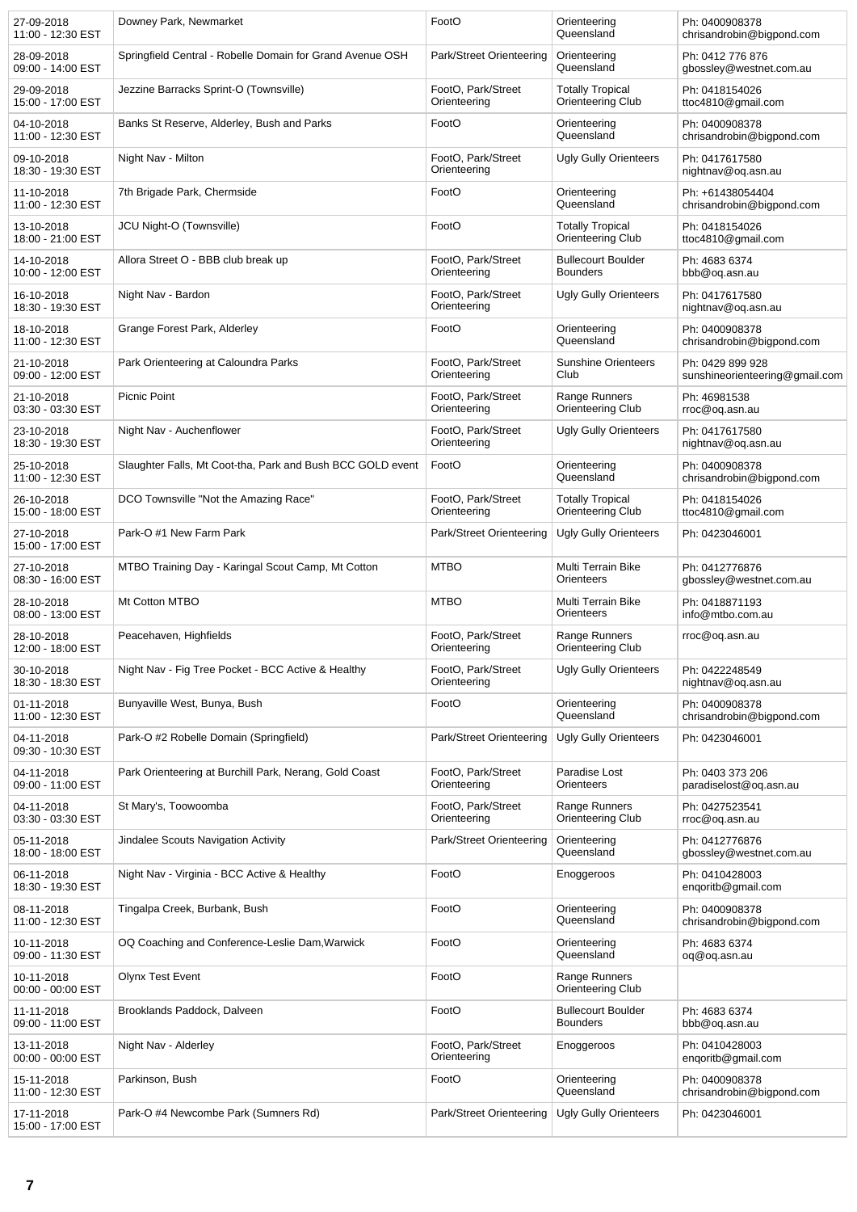| 27-09-2018 11:00 - 12:30 EST | Downey Park, Newmarket | FootO | Orienteering Queensland | Ph: 0400908378 chrisandrobin@bigpond.com |
|---|---|---|---|---|
| 28-09-2018 09:00 - 14:00 EST | Springfield Central - Robelle Domain for Grand Avenue OSH | Park/Street Orienteering | Orienteering Queensland | Ph: 0412 776 876 gbossley@westnet.com.au |
| 29-09-2018 15:00 - 17:00 EST | Jezzine Barracks Sprint-O (Townsville) | FootO, Park/Street Orienteering | Totally Tropical Orienteering Club | Ph: 0418154026 ttoc4810@gmail.com |
| 04-10-2018 11:00 - 12:30 EST | Banks St Reserve, Alderley, Bush and Parks | FootO | Orienteering Queensland | Ph: 0400908378 chrisandrobin@bigpond.com |
| 09-10-2018 18:30 - 19:30 EST | Night Nav - Milton | FootO, Park/Street Orienteering | Ugly Gully Orienteers | Ph: 0417617580 nightnav@oq.asn.au |
| 11-10-2018 11:00 - 12:30 EST | 7th Brigade Park, Chermside | FootO | Orienteering Queensland | Ph: +61438054404 chrisandrobin@bigpond.com |
| 13-10-2018 18:00 - 21:00 EST | JCU Night-O (Townsville) | FootO | Totally Tropical Orienteering Club | Ph: 0418154026 ttoc4810@gmail.com |
| 14-10-2018 10:00 - 12:00 EST | Allora Street O - BBB club break up | FootO, Park/Street Orienteering | Bullecourt Boulder Bounders | Ph: 4683 6374 bbb@oq.asn.au |
| 16-10-2018 18:30 - 19:30 EST | Night Nav - Bardon | FootO, Park/Street Orienteering | Ugly Gully Orienteers | Ph: 0417617580 nightnav@oq.asn.au |
| 18-10-2018 11:00 - 12:30 EST | Grange Forest Park, Alderley | FootO | Orienteering Queensland | Ph: 0400908378 chrisandrobin@bigpond.com |
| 21-10-2018 09:00 - 12:00 EST | Park Orienteering at Caloundra Parks | FootO, Park/Street Orienteering | Sunshine Orienteers Club | Ph: 0429 899 928 sunshineorienteering@gmail.com |
| 21-10-2018 03:30 - 03:30 EST | Picnic Point | FootO, Park/Street Orienteering | Range Runners Orienteering Club | Ph: 46981538 rroc@oq.asn.au |
| 23-10-2018 18:30 - 19:30 EST | Night Nav - Auchenflower | FootO, Park/Street Orienteering | Ugly Gully Orienteers | Ph: 0417617580 nightnav@oq.asn.au |
| 25-10-2018 11:00 - 12:30 EST | Slaughter Falls, Mt Coot-tha, Park and Bush BCC GOLD event | FootO | Orienteering Queensland | Ph: 0400908378 chrisandrobin@bigpond.com |
| 26-10-2018 15:00 - 18:00 EST | DCO Townsville "Not the Amazing Race" | FootO, Park/Street Orienteering | Totally Tropical Orienteering Club | Ph: 0418154026 ttoc4810@gmail.com |
| 27-10-2018 15:00 - 17:00 EST | Park-O #1 New Farm Park | Park/Street Orienteering | Ugly Gully Orienteers | Ph: 0423046001 |
| 27-10-2018 08:30 - 16:00 EST | MTBO Training Day - Karingal Scout Camp, Mt Cotton | MTBO | Multi Terrain Bike Orienteers | Ph: 0412776876 gbossley@westnet.com.au |
| 28-10-2018 08:00 - 13:00 EST | Mt Cotton MTBO | MTBO | Multi Terrain Bike Orienteers | Ph: 0418871193 info@mtbo.com.au |
| 28-10-2018 12:00 - 18:00 EST | Peacehaven, Highfields | FootO, Park/Street Orienteering | Range Runners Orienteering Club | rroc@oq.asn.au |
| 30-10-2018 18:30 - 18:30 EST | Night Nav - Fig Tree Pocket - BCC Active & Healthy | FootO, Park/Street Orienteering | Ugly Gully Orienteers | Ph: 0422248549 nightnav@oq.asn.au |
| 01-11-2018 11:00 - 12:30 EST | Bunyaville West, Bunya, Bush | FootO | Orienteering Queensland | Ph: 0400908378 chrisandrobin@bigpond.com |
| 04-11-2018 09:30 - 10:30 EST | Park-O #2 Robelle Domain (Springfield) | Park/Street Orienteering | Ugly Gully Orienteers | Ph: 0423046001 |
| 04-11-2018 09:00 - 11:00 EST | Park Orienteering at Burchill Park, Nerang, Gold Coast | FootO, Park/Street Orienteering | Paradise Lost Orienteers | Ph: 0403 373 206 paradiselost@oq.asn.au |
| 04-11-2018 03:30 - 03:30 EST | St Mary's, Toowoomba | FootO, Park/Street Orienteering | Range Runners Orienteering Club | Ph: 0427523541 rroc@oq.asn.au |
| 05-11-2018 18:00 - 18:00 EST | Jindalee Scouts Navigation Activity | Park/Street Orienteering | Orienteering Queensland | Ph: 0412776876 gbossley@westnet.com.au |
| 06-11-2018 18:30 - 19:30 EST | Night Nav - Virginia - BCC Active & Healthy | FootO | Enoggeroos | Ph: 0410428003 enqoritb@gmail.com |
| 08-11-2018 11:00 - 12:30 EST | Tingalpa Creek, Burbank, Bush | FootO | Orienteering Queensland | Ph: 0400908378 chrisandrobin@bigpond.com |
| 10-11-2018 09:00 - 11:30 EST | OQ Coaching and Conference-Leslie Dam,Warwick | FootO | Orienteering Queensland | Ph: 4683 6374 oq@oq.asn.au |
| 10-11-2018 00:00 - 00:00 EST | Olynx Test Event | FootO | Range Runners Orienteering Club | |
| 11-11-2018 09:00 - 11:00 EST | Brooklands Paddock, Dalveen | FootO | Bullecourt Boulder Bounders | Ph: 4683 6374 bbb@oq.asn.au |
| 13-11-2018 00:00 - 00:00 EST | Night Nav - Alderley | FootO, Park/Street Orienteering | Enoggeroos | Ph: 0410428003 enqoritb@gmail.com |
| 15-11-2018 11:00 - 12:30 EST | Parkinson, Bush | FootO | Orienteering Queensland | Ph: 0400908378 chrisandrobin@bigpond.com |
| 17-11-2018 15:00 - 17:00 EST | Park-O #4 Newcombe Park (Sumners Rd) | Park/Street Orienteering | Ugly Gully Orienteers | Ph: 0423046001 |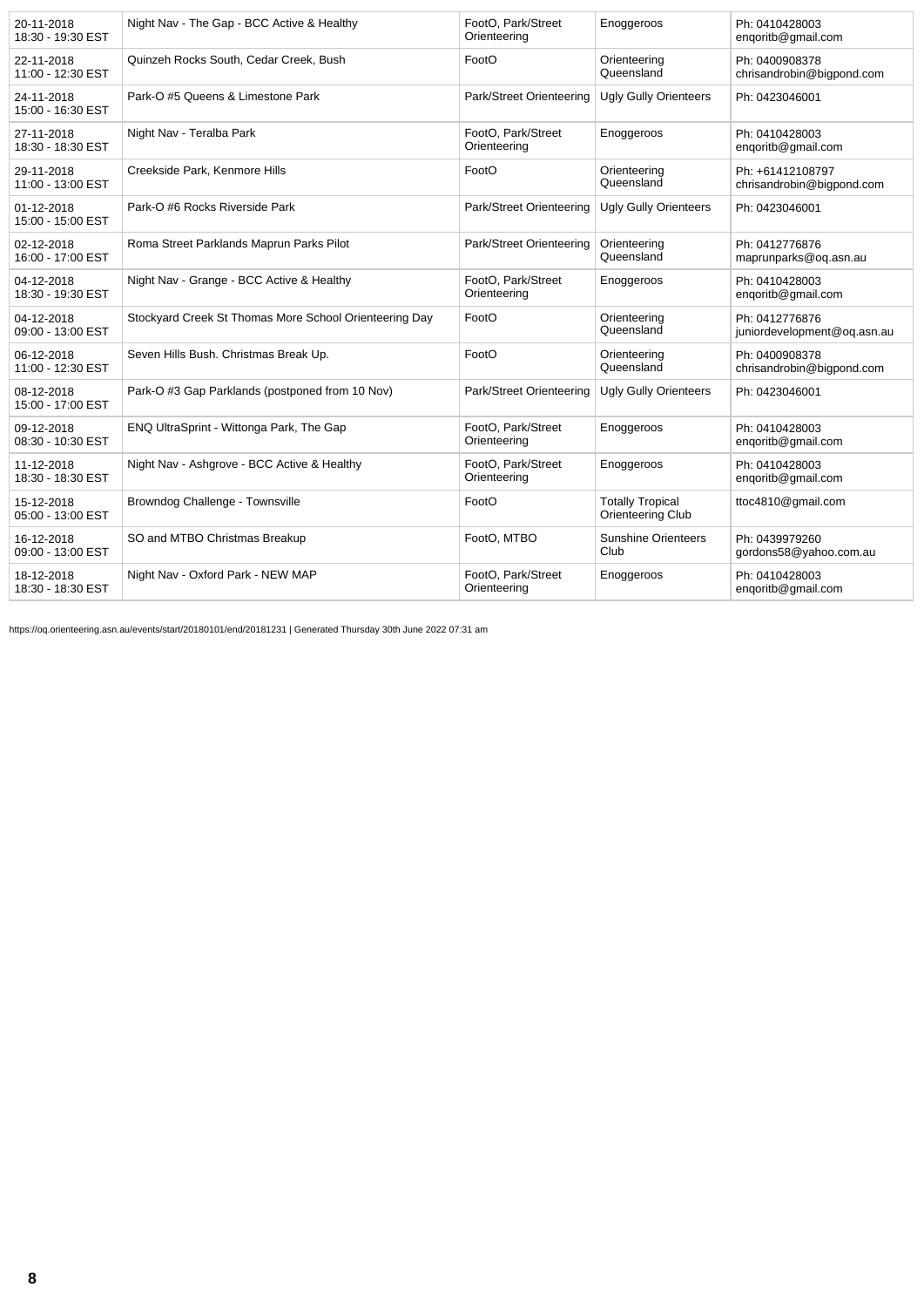| | | | | |
|---|---|---|---|---|
| 20-11-2018 18:30 - 19:30 EST | Night Nav - The Gap - BCC Active & Healthy | FootO, Park/Street Orienteering | Enoggeroos | Ph: 0410428003 enqoritb@gmail.com |
| 22-11-2018 11:00 - 12:30 EST | Quinzeh Rocks South, Cedar Creek, Bush | FootO | Orienteering Queensland | Ph: 0400908378 chrisandrobin@bigpond.com |
| 24-11-2018 15:00 - 16:30 EST | Park-O #5 Queens & Limestone Park | Park/Street Orienteering | Ugly Gully Orienteers | Ph: 0423046001 |
| 27-11-2018 18:30 - 18:30 EST | Night Nav - Teralba Park | FootO, Park/Street Orienteering | Enoggeroos | Ph: 0410428003 enqoritb@gmail.com |
| 29-11-2018 11:00 - 13:00 EST | Creekside Park, Kenmore Hills | FootO | Orienteering Queensland | Ph: +61412108797 chrisandrobin@bigpond.com |
| 01-12-2018 15:00 - 15:00 EST | Park-O #6 Rocks Riverside Park | Park/Street Orienteering | Ugly Gully Orienteers | Ph: 0423046001 |
| 02-12-2018 16:00 - 17:00 EST | Roma Street Parklands Maprun Parks Pilot | Park/Street Orienteering | Orienteering Queensland | Ph: 0412776876 maprunparks@oq.asn.au |
| 04-12-2018 18:30 - 19:30 EST | Night Nav - Grange - BCC Active & Healthy | FootO, Park/Street Orienteering | Enoggeroos | Ph: 0410428003 enqoritb@gmail.com |
| 04-12-2018 09:00 - 13:00 EST | Stockyard Creek St Thomas More School Orienteering Day | FootO | Orienteering Queensland | Ph: 0412776876 juniordevelopment@oq.asn.au |
| 06-12-2018 11:00 - 12:30 EST | Seven Hills Bush. Christmas Break Up. | FootO | Orienteering Queensland | Ph: 0400908378 chrisandrobin@bigpond.com |
| 08-12-2018 15:00 - 17:00 EST | Park-O #3 Gap Parklands (postponed from 10 Nov) | Park/Street Orienteering | Ugly Gully Orienteers | Ph: 0423046001 |
| 09-12-2018 08:30 - 10:30 EST | ENQ UltraSprint - Wittonga Park, The Gap | FootO, Park/Street Orienteering | Enoggeroos | Ph: 0410428003 enqoritb@gmail.com |
| 11-12-2018 18:30 - 18:30 EST | Night Nav - Ashgrove - BCC Active & Healthy | FootO, Park/Street Orienteering | Enoggeroos | Ph: 0410428003 enqoritb@gmail.com |
| 15-12-2018 05:00 - 13:00 EST | Browndog Challenge - Townsville | FootO | Totally Tropical Orienteering Club | ttoc4810@gmail.com |
| 16-12-2018 09:00 - 13:00 EST | SO and MTBO Christmas Breakup | FootO, MTBO | Sunshine Orienteers Club | Ph: 0439979260 gordons58@yahoo.com.au |
| 18-12-2018 18:30 - 18:30 EST | Night Nav - Oxford Park - NEW MAP | FootO, Park/Street Orienteering | Enoggeroos | Ph: 0410428003 enqoritb@gmail.com |

https://oq.orienteering.asn.au/events/start/20180101/end/20181231 | Generated Thursday 30th June 2022 07:31 am